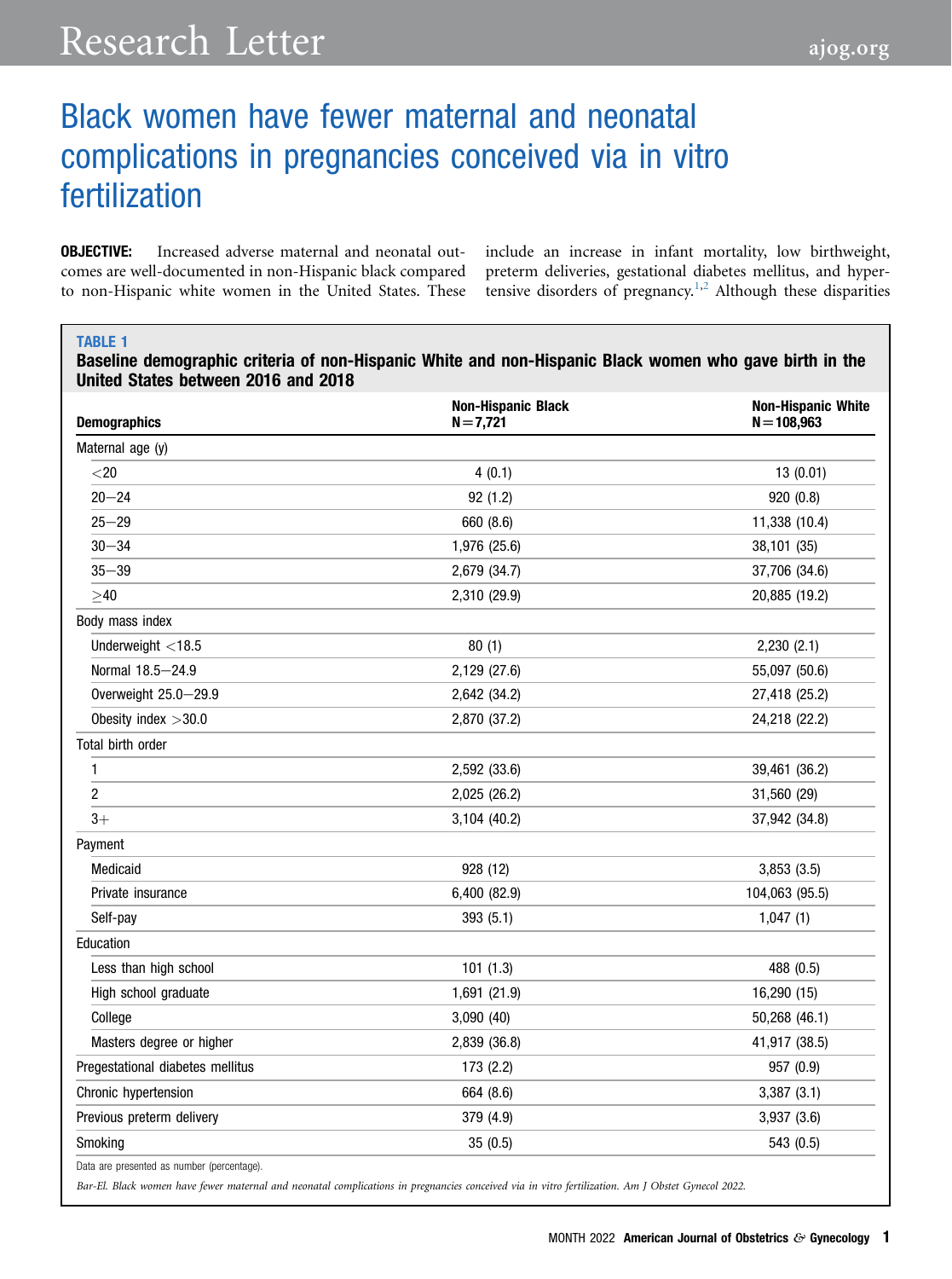# Black women have fewer maternal and neonatal complications in pregnancies conceived via in vitro fertilization

**OBJECTIVE:** Increased adverse maternal and neonatal outcomes are well-documented in non-Hispanic black compared to non-Hispanic white women in the United States. These include an increase in infant mortality, low birthweight, preterm deliveries, gestational diabetes mellitus, and hypertensive disorders of pregnancy.[1,2] Although these disparities

**TABLE 1**
**Baseline demographic criteria of non-Hispanic White and non-Hispanic Black women who gave birth in the United States between 2016 and 2018**

| Demographics | Non-Hispanic Black N=7,721 | Non-Hispanic White N=108,963 |
|---|---|---|
| Maternal age (y) | | |
| <20 | 4 (0.1) | 13 (0.01) |
| 20–24 | 92 (1.2) | 920 (0.8) |
| 25–29 | 660 (8.6) | 11,338 (10.4) |
| 30–34 | 1,976 (25.6) | 38,101 (35) |
| 35–39 | 2,679 (34.7) | 37,706 (34.6) |
| ≥40 | 2,310 (29.9) | 20,885 (19.2) |
| Body mass index | | |
| Underweight <18.5 | 80 (1) | 2,230 (2.1) |
| Normal 18.5–24.9 | 2,129 (27.6) | 55,097 (50.6) |
| Overweight 25.0–29.9 | 2,642 (34.2) | 27,418 (25.2) |
| Obesity index >30.0 | 2,870 (37.2) | 24,218 (22.2) |
| Total birth order | | |
| 1 | 2,592 (33.6) | 39,461 (36.2) |
| 2 | 2,025 (26.2) | 31,560 (29) |
| 3+ | 3,104 (40.2) | 37,942 (34.8) |
| Payment | | |
| Medicaid | 928 (12) | 3,853 (3.5) |
| Private insurance | 6,400 (82.9) | 104,063 (95.5) |
| Self-pay | 393 (5.1) | 1,047 (1) |
| Education | | |
| Less than high school | 101 (1.3) | 488 (0.5) |
| High school graduate | 1,691 (21.9) | 16,290 (15) |
| College | 3,090 (40) | 50,268 (46.1) |
| Masters degree or higher | 2,839 (36.8) | 41,917 (38.5) |
| Pregestational diabetes mellitus | 173 (2.2) | 957 (0.9) |
| Chronic hypertension | 664 (8.6) | 3,387 (3.1) |
| Previous preterm delivery | 379 (4.9) | 3,937 (3.6) |
| Smoking | 35 (0.5) | 543 (0.5) |

Data are presented as number (percentage).

*Bar-El. Black women have fewer maternal and neonatal complications in pregnancies conceived via in vitro fertilization. Am J Obstet Gynecol 2022.*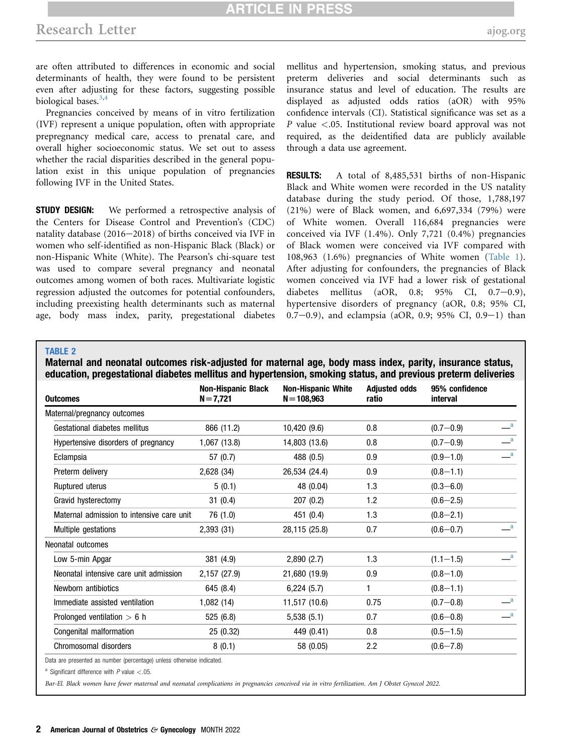are often attributed to differences in economic and social determinants of health, they were found to be persistent even after adjusting for these factors, suggesting possible biological bases.[3,4]

Pregnancies conceived by means of in vitro fertilization (IVF) represent a unique population, often with appropriate prepregnancy medical care, access to prenatal care, and overall higher socioeconomic status. We set out to assess whether the racial disparities described in the general population exist in this unique population of pregnancies following IVF in the United States.

**STUDY DESIGN:** We performed a retrospective analysis of the Centers for Disease Control and Prevention's (CDC) natality database (2016−2018) of births conceived via IVF in women who self-identified as non-Hispanic Black (Black) or non-Hispanic White (White). The Pearson's chi-square test was used to compare several pregnancy and neonatal outcomes among women of both races. Multivariate logistic regression adjusted the outcomes for potential confounders, including preexisting health determinants such as maternal age, body mass index, parity, pregestational diabetes mellitus and hypertension, smoking status, and previous preterm deliveries and social determinants such as insurance status and level of education. The results are displayed as adjusted odds ratios (aOR) with 95% confidence intervals (CI). Statistical significance was set as a $P$ value $<.05$. Institutional review board approval was not required, as the deidentified data are publicly available through a data use agreement.

**RESULTS:** A total of 8,485,531 births of non-Hispanic Black and White women were recorded in the US natality database during the study period. Of those, 1,788,197 (21%) were of Black women, and 6,697,334 (79%) were of White women. Overall 116,684 pregnancies were conceived via IVF (1.4%). Only 7,721 (0.4%) pregnancies of Black women were conceived via IVF compared with 108,963 (1.6%) pregnancies of White women (Table 1). After adjusting for confounders, the pregnancies of Black women conceived via IVF had a lower risk of gestational diabetes mellitus (aOR, 0.8; 95% CI, 0.7−0.9), hypertensive disorders of pregnancy (aOR, 0.8; 95% CI, 0.7−0.9), and eclampsia (aOR, 0.9; 95% CI, 0.9−1) than

**TABLE 2**

**Maternal and neonatal outcomes risk-adjusted for maternal age, body mass index, parity, insurance status, education, pregestational diabetes mellitus and hypertension, smoking status, and previous preterm deliveries**

| Outcomes | Non-Hispanic Black N=7,721 | Non-Hispanic White N=108,963 | Adjusted odds ratio | 95% confidence interval | |
|---|---|---|---|---|---|
| Maternal/pregnancy outcomes | | | | | |
| Gestational diabetes mellitus | 866 (11.2) | 10,420 (9.6) | 0.8 | (0.7−0.9) | —[a] |
| Hypertensive disorders of pregnancy | 1,067 (13.8) | 14,803 (13.6) | 0.8 | (0.7−0.9) | —[a] |
| Eclampsia | 57 (0.7) | 488 (0.5) | 0.9 | (0.9−1.0) | —[a] |
| Preterm delivery | 2,628 (34) | 26,534 (24.4) | 0.9 | (0.8−1.1) | |
| Ruptured uterus | 5 (0.1) | 48 (0.04) | 1.3 | (0.3−6.0) | |
| Gravid hysterectomy | 31 (0.4) | 207 (0.2) | 1.2 | (0.6−2.5) | |
| Maternal admission to intensive care unit | 76 (1.0) | 451 (0.4) | 1.3 | (0.8−2.1) | |
| Multiple gestations | 2,393 (31) | 28,115 (25.8) | 0.7 | (0.6−0.7) | —[a] |
| Neonatal outcomes | | | | | |
| Low 5-min Apgar | 381 (4.9) | 2,890 (2.7) | 1.3 | (1.1−1.5) | —[a] |
| Neonatal intensive care unit admission | 2,157 (27.9) | 21,680 (19.9) | 0.9 | (0.8−1.0) | |
| Newborn antibiotics | 645 (8.4) | 6,224 (5.7) | 1 | (0.8−1.1) | |
| Immediate assisted ventilation | 1,082 (14) | 11,517 (10.6) | 0.75 | (0.7−0.8) | —[a] |
| Prolonged ventilation > 6 h | 525 (6.8) | 5,538 (5.1) | 0.7 | (0.6−0.8) | —[a] |
| Congenital malformation | 25 (0.32) | 449 (0.41) | 0.8 | (0.5−1.5) | |
| Chromosomal disorders | 8 (0.1) | 58 (0.05) | 2.2 | (0.6−7.8) | |

Data are presented as number (percentage) unless otherwise indicated.

[a] Significant difference with $P$ value $<.05$.

*Bar-El. Black women have fewer maternal and neonatal complications in pregnancies conceived via in vitro fertilization. Am J Obstet Gynecol 2022.*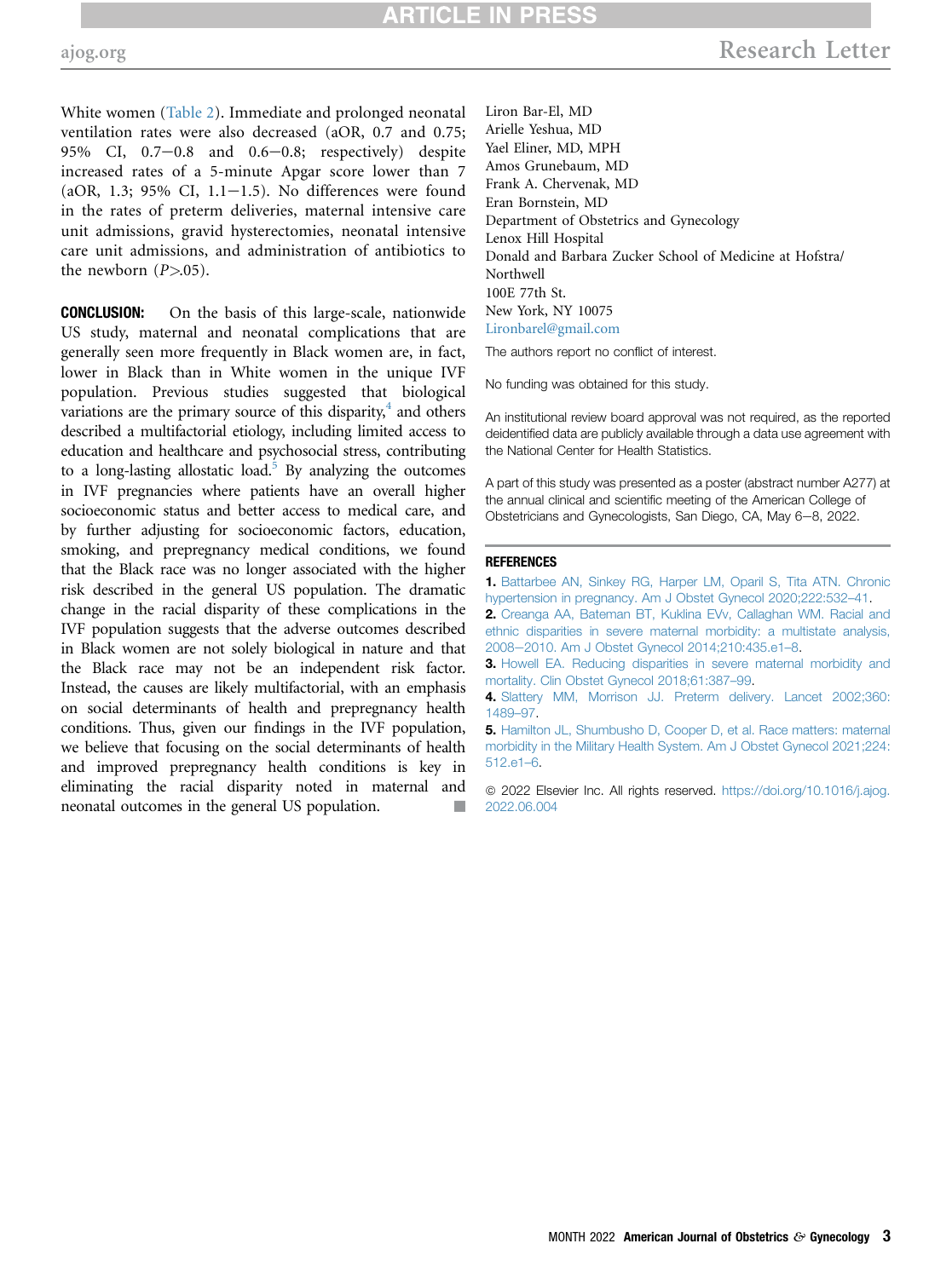White women (Table 2). Immediate and prolonged neonatal ventilation rates were also decreased (aOR, 0.7 and 0.75; 95% CI, 0.7−0.8 and 0.6−0.8; respectively) despite increased rates of a 5-minute Apgar score lower than 7 (aOR, 1.3; 95% CI, 1.1−1.5). No differences were found in the rates of preterm deliveries, maternal intensive care unit admissions, gravid hysterectomies, neonatal intensive care unit admissions, and administration of antibiotics to the newborn ($P$>.05).

**CONCLUSION:** On the basis of this large-scale, nationwide US study, maternal and neonatal complications that are generally seen more frequently in Black women are, in fact, lower in Black than in White women in the unique IVF population. Previous studies suggested that biological variations are the primary source of this disparity,[4] and others described a multifactorial etiology, including limited access to education and healthcare and psychosocial stress, contributing to a long-lasting allostatic load.[5] By analyzing the outcomes in IVF pregnancies where patients have an overall higher socioeconomic status and better access to medical care, and by further adjusting for socioeconomic factors, education, smoking, and prepregnancy medical conditions, we found that the Black race was no longer associated with the higher risk described in the general US population. The dramatic change in the racial disparity of these complications in the IVF population suggests that the adverse outcomes described in Black women are not solely biological in nature and that the Black race may not be an independent risk factor. Instead, the causes are likely multifactorial, with an emphasis on social determinants of health and prepregnancy health conditions. Thus, given our findings in the IVF population, we believe that focusing on the social determinants of health and improved prepregnancy health conditions is key in eliminating the racial disparity noted in maternal and neonatal outcomes in the general US population. ■

Liron Bar-El, MD
Arielle Yeshua, MD
Yael Eliner, MD, MPH
Amos Grunebaum, MD
Frank A. Chervenak, MD
Eran Bornstein, MD
Department of Obstetrics and Gynecology
Lenox Hill Hospital
Donald and Barbara Zucker School of Medicine at Hofstra/Northwell
100E 77th St.
New York, NY 10075
Lironbarel@gmail.com

The authors report no conflict of interest.

No funding was obtained for this study.

An institutional review board approval was not required, as the reported deidentified data are publicly available through a data use agreement with the National Center for Health Statistics.

A part of this study was presented as a poster (abstract number A277) at the annual clinical and scientific meeting of the American College of Obstetricians and Gynecologists, San Diego, CA, May 6−8, 2022.

## REFERENCES

1. Battarbee AN, Sinkey RG, Harper LM, Oparil S, Tita ATN. Chronic hypertension in pregnancy. Am J Obstet Gynecol 2020;222:532–41.
2. Creanga AA, Bateman BT, Kuklina EVv, Callaghan WM. Racial and ethnic disparities in severe maternal morbidity: a multistate analysis, 2008−2010. Am J Obstet Gynecol 2014;210:435.e1–8.
3. Howell EA. Reducing disparities in severe maternal morbidity and mortality. Clin Obstet Gynecol 2018;61:387–99.
4. Slattery MM, Morrison JJ. Preterm delivery. Lancet 2002;360:1489–97.
5. Hamilton JL, Shumbusho D, Cooper D, et al. Race matters: maternal morbidity in the Military Health System. Am J Obstet Gynecol 2021;224:512.e1–6.

© 2022 Elsevier Inc. All rights reserved. https://doi.org/10.1016/j.ajog.2022.06.004